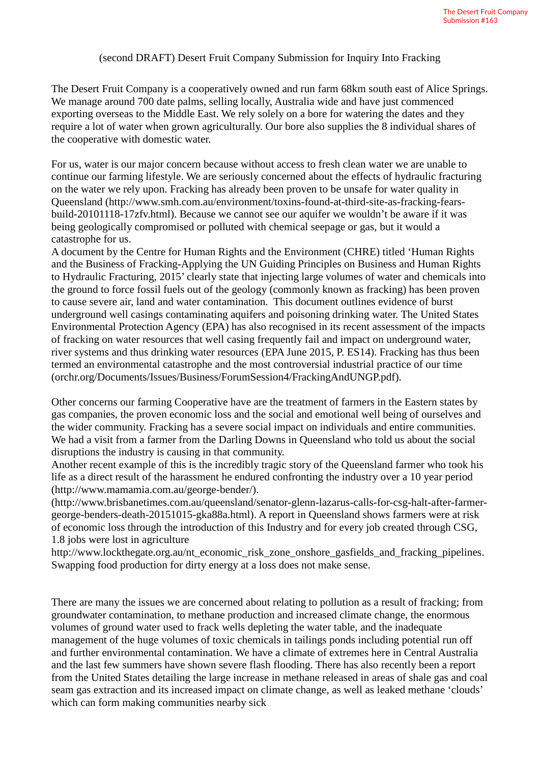The Desert Fruit Company
Submission #163

# (second DRAFT) Desert Fruit Company Submission for Inquiry Into Fracking

The Desert Fruit Company is a cooperatively owned and run farm 68km south east of Alice Springs. We manage around 700 date palms, selling locally, Australia wide and have just commenced exporting overseas to the Middle East. We rely solely on a bore for watering the dates and they require a lot of water when grown agriculturally. Our bore also supplies the 8 individual shares of the cooperative with domestic water.

For us, water is our major concern because without access to fresh clean water we are unable to continue our farming lifestyle. We are seriously concerned about the effects of hydraulic fracturing on the water we rely upon. Fracking has already been proven to be unsafe for water quality in Queensland (http://www.smh.com.au/environment/toxins-found-at-third-site-as-fracking-fears-build-20101118-17zfv.html). Because we cannot see our aquifer we wouldn't be aware if it was being geologically compromised or polluted with chemical seepage or gas, but it would a catastrophe for us.
A document by the Centre for Human Rights and the Environment (CHRE) titled 'Human Rights and the Business of Fracking-Applying the UN Guiding Principles on Business and Human Rights to Hydraulic Fracturing, 2015' clearly state that injecting large volumes of water and chemicals into the ground to force fossil fuels out of the geology (commonly known as fracking) has been proven to cause severe air, land and water contamination. This document outlines evidence of burst underground well casings contaminating aquifers and poisoning drinking water. The United States Environmental Protection Agency (EPA) has also recognised in its recent assessment of the impacts of fracking on water resources that well casing frequently fail and impact on underground water, river systems and thus drinking water resources (EPA June 2015, P. ES14). Fracking has thus been termed an environmental catastrophe and the most controversial industrial practice of our time (orchr.org/Documents/Issues/Business/ForumSession4/FrackingAndUNGP.pdf).

Other concerns our farming Cooperative have are the treatment of farmers in the Eastern states by gas companies, the proven economic loss and the social and emotional well being of ourselves and the wider community. Fracking has a severe social impact on individuals and entire communities. We had a visit from a farmer from the Darling Downs in Queensland who told us about the social disruptions the industry is causing in that community.
Another recent example of this is the incredibly tragic story of the Queensland farmer who took his life as a direct result of the harassment he endured confronting the industry over a 10 year period (http://www.mamamia.com.au/george-bender/). (http://www.brisbanetimes.com.au/queensland/senator-glenn-lazarus-calls-for-csg-halt-after-farmer-george-benders-death-20151015-gka88a.html). A report in Queensland shows farmers were at risk of economic loss through the introduction of this Industry and for every job created through CSG, 1.8 jobs were lost in agriculture http://www.lockthegate.org.au/nt_economic_risk_zone_onshore_gasfields_and_fracking_pipelines. Swapping food production for dirty energy at a loss does not make sense.

There are many the issues we are concerned about relating to pollution as a result of fracking; from groundwater contamination, to methane production and increased climate change, the enormous volumes of ground water used to frack wells depleting the water table, and the inadequate management of the huge volumes of toxic chemicals in tailings ponds including potential run off and further environmental contamination. We have a climate of extremes here in Central Australia and the last few summers have shown severe flash flooding. There has also recently been a report from the United States detailing the large increase in methane released in areas of shale gas and coal seam gas extraction and its increased impact on climate change, as well as leaked methane 'clouds' which can form making communities nearby sick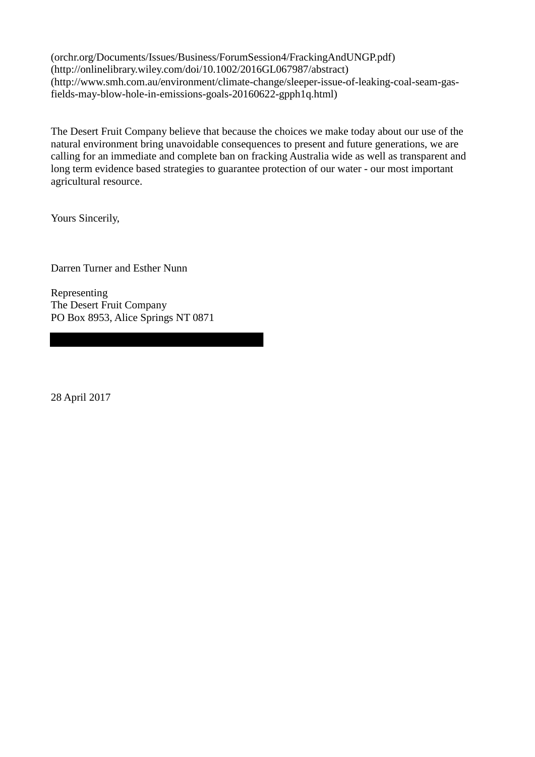(orchr.org/Documents/Issues/Business/ForumSession4/FrackingAndUNGP.pdf)
(http://onlinelibrary.wiley.com/doi/10.1002/2016GL067987/abstract)
(http://www.smh.com.au/environment/climate-change/sleeper-issue-of-leaking-coal-seam-gas-fields-may-blow-hole-in-emissions-goals-20160622-gpph1q.html)

The Desert Fruit Company believe that because the choices we make today about our use of the natural environment bring unavoidable consequences to present and future generations, we are calling for an immediate and complete ban on fracking Australia wide as well as transparent and long term evidence based strategies to guarantee protection of our water - our most important agricultural resource.

Yours Sincerily,

Darren Turner and Esther Nunn

Representing
The Desert Fruit Company
PO Box 8953, Alice Springs NT 0871

28 April 2017